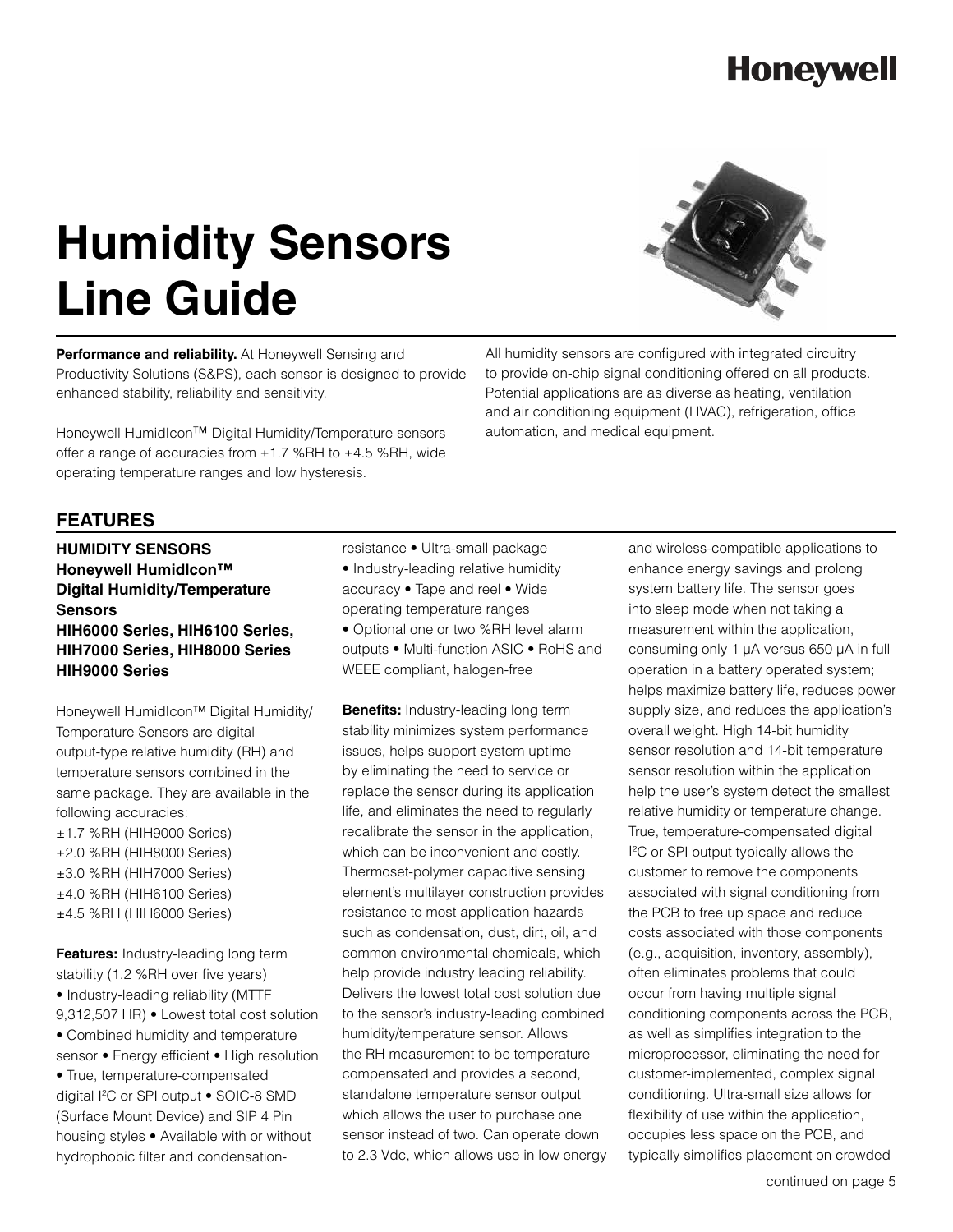Honeywell

# Humidity Sensors Line Guide

**Performance and reliability.** At Honeywell Sensing and Productivity Solutions (S&PS), each sensor is designed to provide enhanced stability, reliability and sensitivity.

Honeywell HumidIcon™ Digital Humidity/Temperature sensors offer a range of accuracies from ±1.7 %RH to ±4.5 %RH, wide operating temperature ranges and low hysteresis.

All humidity sensors are configured with integrated circuitry to provide on-chip signal conditioning offered on all products. Potential applications are as diverse as heating, ventilation and air conditioning equipment (HVAC), refrigeration, office automation, and medical equipment.

## FEATURES

### HUMIDITY SENSORS Honeywell HumidIcon™ Digital Humidity/Temperature Sensors HIH6000 Series, HIH6100 Series, HIH7000 Series, HIH8000 Series HIH9000 Series

Honeywell HumidIcon™ Digital Humidity/Temperature Sensors are digital output-type relative humidity (RH) and temperature sensors combined in the same package. They are available in the following accuracies:

±1.7 %RH (HIH9000 Series)
±2.0 %RH (HIH8000 Series)
±3.0 %RH (HIH7000 Series)
±4.0 %RH (HIH6100 Series)
±4.5 %RH (HIH6000 Series)

**Features:** Industry-leading long term stability (1.2 %RH over five years) • Industry-leading reliability (MTTF 9,312,507 HR) • Lowest total cost solution • Combined humidity and temperature sensor • Energy efficient • High resolution • True, temperature-compensated digital I²C or SPI output • SOIC-8 SMD (Surface Mount Device) and SIP 4 Pin housing styles • Available with or without hydrophobic filter and condensation-resistance • Ultra-small package • Industry-leading relative humidity accuracy • Tape and reel • Wide operating temperature ranges • Optional one or two %RH level alarm outputs • Multi-function ASIC • RoHS and WEEE compliant, halogen-free

**Benefits:** Industry-leading long term stability minimizes system performance issues, helps support system uptime by eliminating the need to service or replace the sensor during its application life, and eliminates the need to regularly recalibrate the sensor in the application, which can be inconvenient and costly. Thermoset-polymer capacitive sensing element's multilayer construction provides resistance to most application hazards such as condensation, dust, dirt, oil, and common environmental chemicals, which help provide industry leading reliability. Delivers the lowest total cost solution due to the sensor's industry-leading combined humidity/temperature sensor. Allows the RH measurement to be temperature compensated and provides a second, standalone temperature sensor output which allows the user to purchase one sensor instead of two. Can operate down to 2.3 Vdc, which allows use in low energy and wireless-compatible applications to enhance energy savings and prolong system battery life. The sensor goes into sleep mode when not taking a measurement within the application, consuming only 1 µA versus 650 µA in full operation in a battery operated system; helps maximize battery life, reduces power supply size, and reduces the application's overall weight. High 14-bit humidity sensor resolution and 14-bit temperature sensor resolution within the application help the user's system detect the smallest relative humidity or temperature change. True, temperature-compensated digital I²C or SPI output typically allows the customer to remove the components associated with signal conditioning from the PCB to free up space and reduce costs associated with those components (e.g., acquisition, inventory, assembly), often eliminates problems that could occur from having multiple signal conditioning components across the PCB, as well as simplifies integration to the microprocessor, eliminating the need for customer-implemented, complex signal conditioning. Ultra-small size allows for flexibility of use within the application, occupies less space on the PCB, and typically simplifies placement on crowded

continued on page 5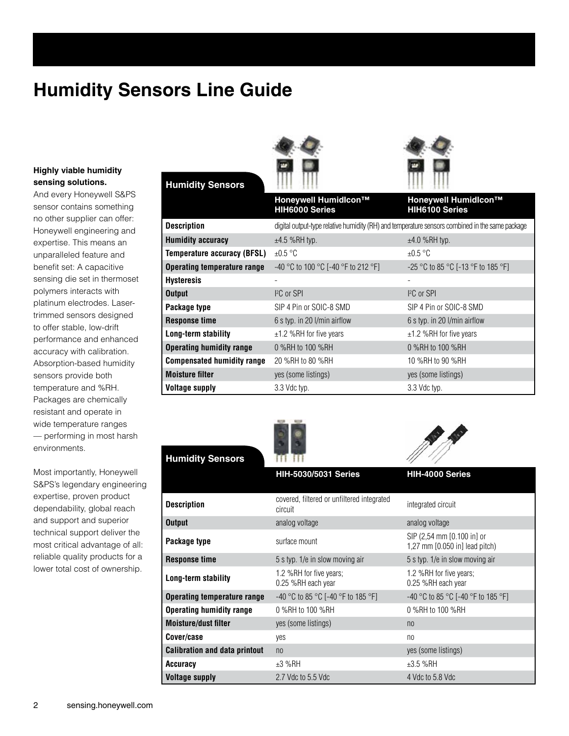# Humidity Sensors Line Guide

**Highly viable humidity sensing solutions.**

And every Honeywell S&PS sensor contains something no other supplier can offer: Honeywell engineering and expertise. This means an unparalleled feature and benefit set: A capacitive sensing die set in thermoset polymers interacts with platinum electrodes. Laser-trimmed sensors designed to offer stable, low-drift performance and enhanced accuracy with calibration. Absorption-based humidity sensors provide both temperature and %RH. Packages are chemically resistant and operate in wide temperature ranges — performing in most harsh environments.

Most importantly, Honeywell S&PS's legendary engineering expertise, proven product dependability, global reach and support and superior technical support deliver the most critical advantage of all: reliable quality products for a lower total cost of ownership.

| Humidity Sensors | Honeywell HumidIcon™ HIH6000 Series | Honeywell HumidIcon™ HIH6100 Series |
|---|---|---|
| **Description** | digital output-type relative humidity (RH) and temperature sensors combined in the same package | |
| **Humidity accuracy** | ±4.5 %RH typ. | ±4.0 %RH typ. |
| **Temperature accuracy (BFSL)** | ±0.5 °C | ±0.5 °C |
| **Operating temperature range** | -40 °C to 100 °C [-40 °F to 212 °F] | -25 °C to 85 °C [-13 °F to 185 °F] |
| **Hysteresis** | - | - |
| **Output** | I²C or SPI | I²C or SPI |
| **Package type** | SIP 4 Pin or SOIC-8 SMD | SIP 4 Pin or SOIC-8 SMD |
| **Response time** | 6 s typ. in 20 l/min airflow | 6 s typ. in 20 l/min airflow |
| **Long-term stability** | ±1.2 %RH for five years | ±1.2 %RH for five years |
| **Operating humidity range** | 0 %RH to 100 %RH | 0 %RH to 100 %RH |
| **Compensated humidity range** | 20 %RH to 80 %RH | 10 %RH to 90 %RH |
| **Moisture filter** | yes (some listings) | yes (some listings) |
| **Voltage supply** | 3.3 Vdc typ. | 3.3 Vdc typ. |

| Humidity Sensors | HIH-5030/5031 Series | HIH-4000 Series |
|---|---|---|
| **Description** | covered, filtered or unfiltered integrated circuit | integrated circuit |
| **Output** | analog voltage | analog voltage |
| **Package type** | surface mount | SIP (2,54 mm [0.100 in] or 1,27 mm [0.050 in] lead pitch) |
| **Response time** | 5 s typ. 1/e in slow moving air | 5 s typ. 1/e in slow moving air |
| **Long-term stability** | 1.2 %RH for five years; 0.25 %RH each year | 1.2 %RH for five years; 0.25 %RH each year |
| **Operating temperature range** | -40 °C to 85 °C [-40 °F to 185 °F] | -40 °C to 85 °C [-40 °F to 185 °F] |
| **Operating humidity range** | 0 %RH to 100 %RH | 0 %RH to 100 %RH |
| **Moisture/dust filter** | yes (some listings) | no |
| **Cover/case** | yes | no |
| **Calibration and data printout** | no | yes (some listings) |
| **Accuracy** | ±3 %RH | ±3.5 %RH |
| **Voltage supply** | 2.7 Vdc to 5.5 Vdc | 4 Vdc to 5.8 Vdc |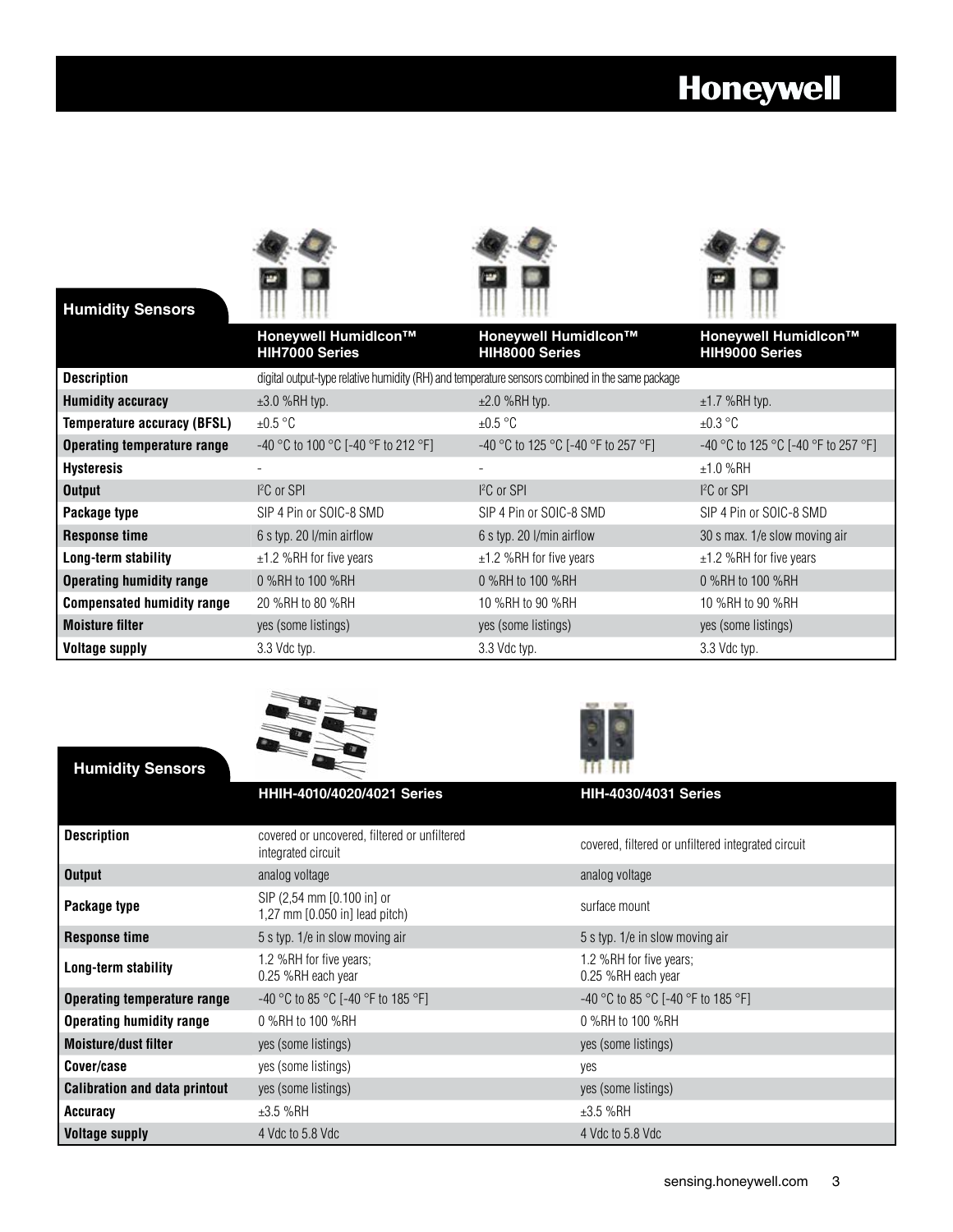## Humidity Sensors

| | Honeywell HumidIcon™ HIH7000 Series | Honeywell HumidIcon™ HIH8000 Series | Honeywell HumidIcon™ HIH9000 Series |
|---|---|---|---|
| **Description** | digital output-type relative humidity (RH) and temperature sensors combined in the same package | | |
| **Humidity accuracy** | ±3.0 %RH typ. | ±2.0 %RH typ. | ±1.7 %RH typ. |
| **Temperature accuracy (BFSL)** | ±0.5 °C | ±0.5 °C | ±0.3 °C |
| **Operating temperature range** | -40 °C to 100 °C [-40 °F to 212 °F] | -40 °C to 125 °C [-40 °F to 257 °F] | -40 °C to 125 °C [-40 °F to 257 °F] |
| **Hysteresis** | - | - | ±1.0 %RH |
| **Output** | I²C or SPI | I²C or SPI | I²C or SPI |
| **Package type** | SIP 4 Pin or SOIC-8 SMD | SIP 4 Pin or SOIC-8 SMD | SIP 4 Pin or SOIC-8 SMD |
| **Response time** | 6 s typ. 20 l/min airflow | 6 s typ. 20 l/min airflow | 30 s max. 1/e slow moving air |
| **Long-term stability** | ±1.2 %RH for five years | ±1.2 %RH for five years | ±1.2 %RH for five years |
| **Operating humidity range** | 0 %RH to 100 %RH | 0 %RH to 100 %RH | 0 %RH to 100 %RH |
| **Compensated humidity range** | 20 %RH to 80 %RH | 10 %RH to 90 %RH | 10 %RH to 90 %RH |
| **Moisture filter** | yes (some listings) | yes (some listings) | yes (some listings) |
| **Voltage supply** | 3.3 Vdc typ. | 3.3 Vdc typ. | 3.3 Vdc typ. |

## Humidity Sensors

| | HHIH-4010/4020/4021 Series | HIH-4030/4031 Series |
|---|---|---|
| **Description** | covered or uncovered, filtered or unfiltered integrated circuit | covered, filtered or unfiltered integrated circuit |
| **Output** | analog voltage | analog voltage |
| **Package type** | SIP (2,54 mm [0.100 in] or 1,27 mm [0.050 in] lead pitch) | surface mount |
| **Response time** | 5 s typ. 1/e in slow moving air | 5 s typ. 1/e in slow moving air |
| **Long-term stability** | 1.2 %RH for five years; 0.25 %RH each year | 1.2 %RH for five years; 0.25 %RH each year |
| **Operating temperature range** | -40 °C to 85 °C [-40 °F to 185 °F] | -40 °C to 85 °C [-40 °F to 185 °F] |
| **Operating humidity range** | 0 %RH to 100 %RH | 0 %RH to 100 %RH |
| **Moisture/dust filter** | yes (some listings) | yes (some listings) |
| **Cover/case** | yes (some listings) | yes |
| **Calibration and data printout** | yes (some listings) | yes (some listings) |
| **Accuracy** | ±3.5 %RH | ±3.5 %RH |
| **Voltage supply** | 4 Vdc to 5.8 Vdc | 4 Vdc to 5.8 Vdc |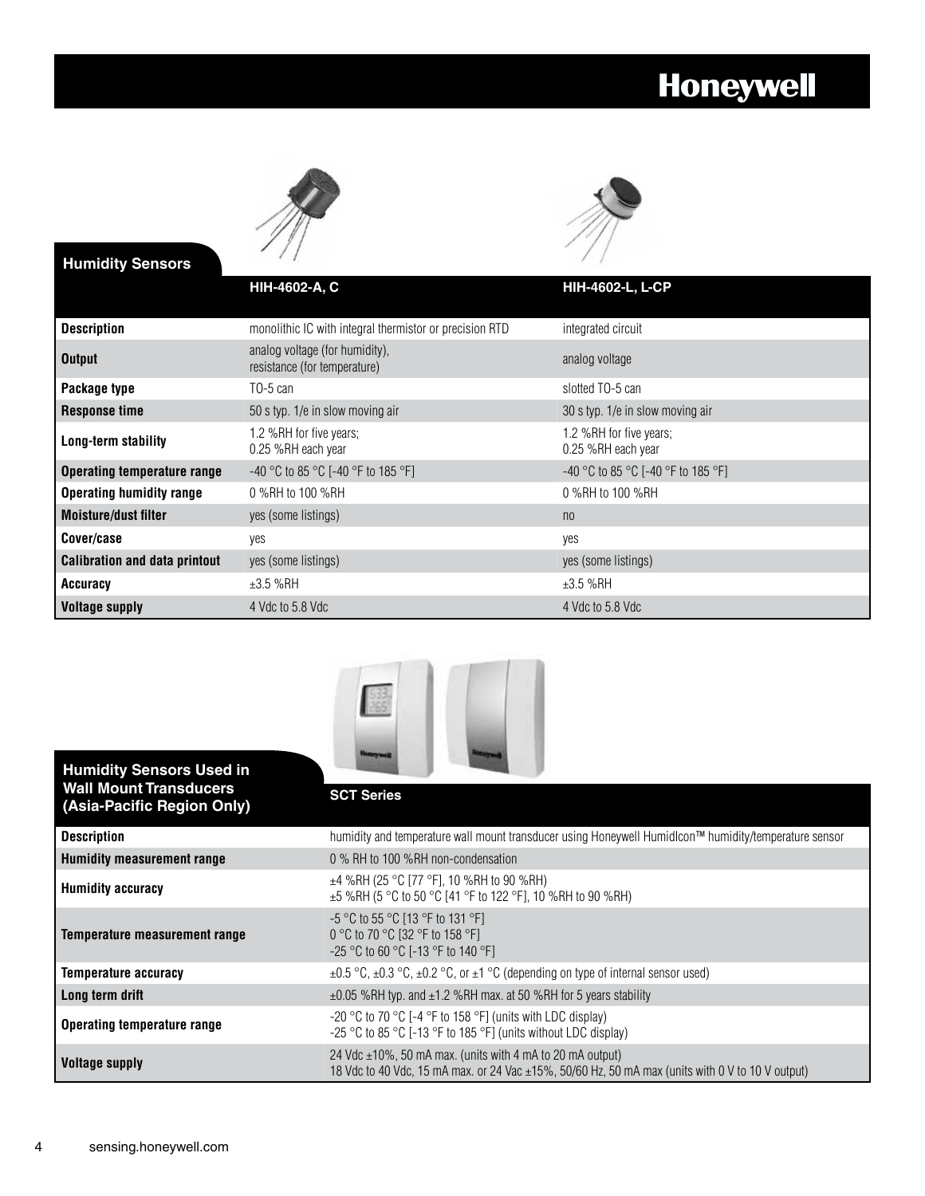## Humidity Sensors

| | HIH-4602-A, C | HIH-4602-L, L-CP |
|---|---|---|
| **Description** | monolithic IC with integral thermistor or precision RTD | integrated circuit |
| **Output** | analog voltage (for humidity), resistance (for temperature) | analog voltage |
| **Package type** | TO-5 can | slotted TO-5 can |
| **Response time** | 50 s typ. 1/e in slow moving air | 30 s typ. 1/e in slow moving air |
| **Long-term stability** | 1.2 %RH for five years; 0.25 %RH each year | 1.2 %RH for five years; 0.25 %RH each year |
| **Operating temperature range** | -40 °C to 85 °C [-40 °F to 185 °F] | -40 °C to 85 °C [-40 °F to 185 °F] |
| **Operating humidity range** | 0 %RH to 100 %RH | 0 %RH to 100 %RH |
| **Moisture/dust filter** | yes (some listings) | no |
| **Cover/case** | yes | yes |
| **Calibration and data printout** | yes (some listings) | yes (some listings) |
| **Accuracy** | ±3.5 %RH | ±3.5 %RH |
| **Voltage supply** | 4 Vdc to 5.8 Vdc | 4 Vdc to 5.8 Vdc |

## Humidity Sensors Used in Wall Mount Transducers (Asia-Pacific Region Only)

| | SCT Series |
|---|---|
| **Description** | humidity and temperature wall mount transducer using Honeywell HumidIcon™ humidity/temperature sensor |
| **Humidity measurement range** | 0 % RH to 100 %RH non-condensation |
| **Humidity accuracy** | ±4 %RH (25 °C [77 °F], 10 %RH to 90 %RH)<br>±5 %RH (5 °C to 50 °C [41 °F to 122 °F], 10 %RH to 90 %RH) |
| **Temperature measurement range** | -5 °C to 55 °C [13 °F to 131 °F]<br>0 °C to 70 °C [32 °F to 158 °F]<br>-25 °C to 60 °C [-13 °F to 140 °F] |
| **Temperature accuracy** | ±0.5 °C, ±0.3 °C, ±0.2 °C, or ±1 °C (depending on type of internal sensor used) |
| **Long term drift** | ±0.05 %RH typ. and ±1.2 %RH max. at 50 %RH for 5 years stability |
| **Operating temperature range** | -20 °C to 70 °C [-4 °F to 158 °F] (units with LDC display)<br>-25 °C to 85 °C [-13 °F to 185 °F] (units without LDC display) |
| **Voltage supply** | 24 Vdc ±10%, 50 mA max. (units with 4 mA to 20 mA output)<br>18 Vdc to 40 Vdc, 15 mA max. or 24 Vac ±15%, 50/60 Hz, 50 mA max (units with 0 V to 10 V output) |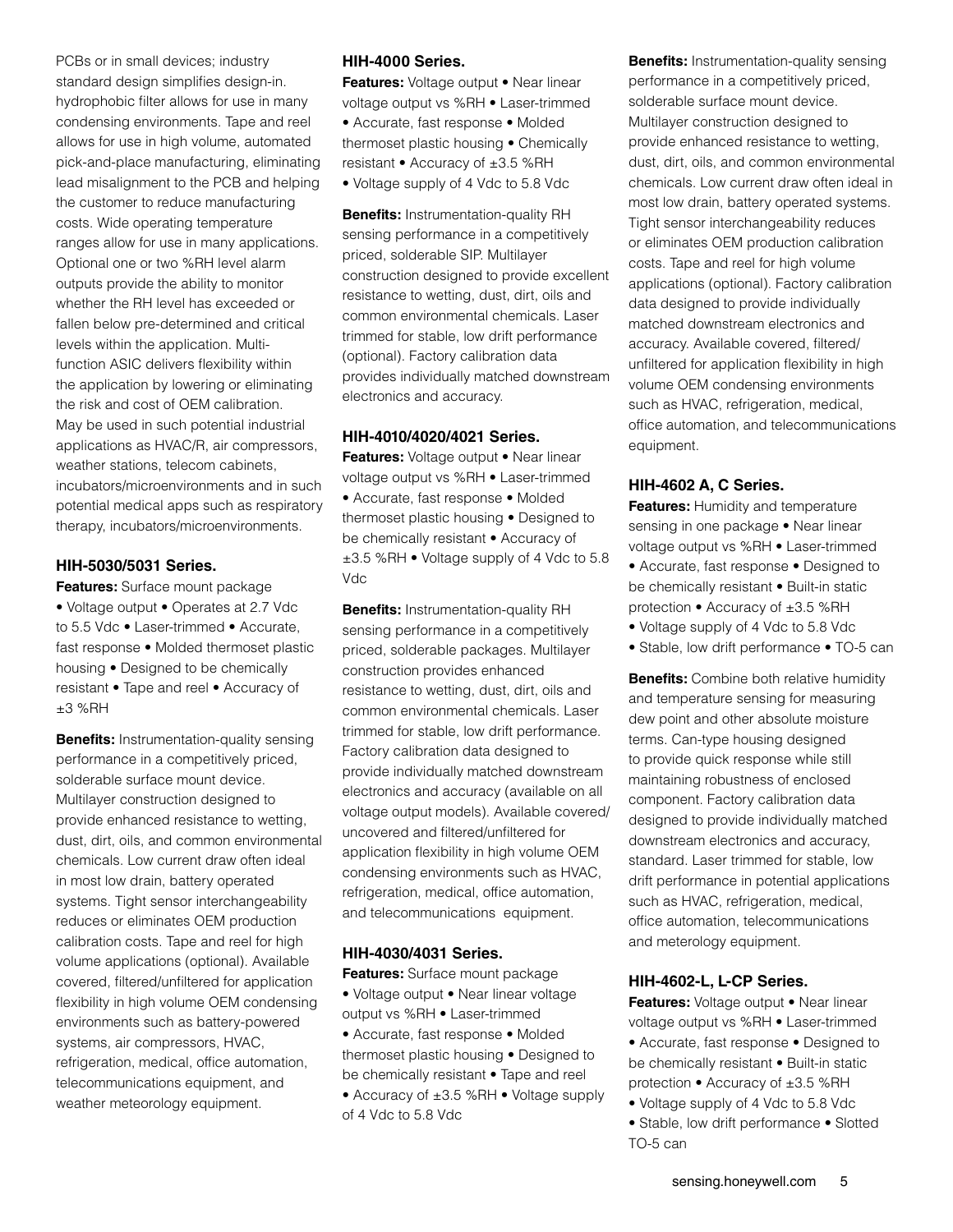PCBs or in small devices; industry standard design simplifies design-in. hydrophobic filter allows for use in many condensing environments. Tape and reel allows for use in high volume, automated pick-and-place manufacturing, eliminating lead misalignment to the PCB and helping the customer to reduce manufacturing costs. Wide operating temperature ranges allow for use in many applications. Optional one or two %RH level alarm outputs provide the ability to monitor whether the RH level has exceeded or fallen below pre-determined and critical levels within the application. Multi-function ASIC delivers flexibility within the application by lowering or eliminating the risk and cost of OEM calibration. May be used in such potential industrial applications as HVAC/R, air compressors, weather stations, telecom cabinets, incubators/microenvironments and in such potential medical apps such as respiratory therapy, incubators/microenvironments.

### HIH-5030/5031 Series.

**Features:** Surface mount package • Voltage output • Operates at 2.7 Vdc to 5.5 Vdc • Laser-trimmed • Accurate, fast response • Molded thermoset plastic housing • Designed to be chemically resistant • Tape and reel • Accuracy of ±3 %RH

**Benefits:** Instrumentation-quality sensing performance in a competitively priced, solderable surface mount device. Multilayer construction designed to provide enhanced resistance to wetting, dust, dirt, oils, and common environmental chemicals. Low current draw often ideal in most low drain, battery operated systems. Tight sensor interchangeability reduces or eliminates OEM production calibration costs. Tape and reel for high volume applications (optional). Available covered, filtered/unfiltered for application flexibility in high volume OEM condensing environments such as battery-powered systems, air compressors, HVAC, refrigeration, medical, office automation, telecommunications equipment, and weather meteorology equipment.

### HIH-4000 Series.

**Features:** Voltage output • Near linear voltage output vs %RH • Laser-trimmed • Accurate, fast response • Molded thermoset plastic housing • Chemically resistant • Accuracy of ±3.5 %RH • Voltage supply of 4 Vdc to 5.8 Vdc

**Benefits:** Instrumentation-quality RH sensing performance in a competitively priced, solderable SIP. Multilayer construction designed to provide excellent resistance to wetting, dust, dirt, oils and common environmental chemicals. Laser trimmed for stable, low drift performance (optional). Factory calibration data provides individually matched downstream electronics and accuracy.

### HIH-4010/4020/4021 Series.

**Features:** Voltage output • Near linear voltage output vs %RH • Laser-trimmed • Accurate, fast response • Molded thermoset plastic housing • Designed to be chemically resistant • Accuracy of ±3.5 %RH • Voltage supply of 4 Vdc to 5.8 Vdc

**Benefits:** Instrumentation-quality RH sensing performance in a competitively priced, solderable packages. Multilayer construction provides enhanced resistance to wetting, dust, dirt, oils and common environmental chemicals. Laser trimmed for stable, low drift performance. Factory calibration data designed to provide individually matched downstream electronics and accuracy (available on all voltage output models). Available covered/uncovered and filtered/unfiltered for application flexibility in high volume OEM condensing environments such as HVAC, refrigeration, medical, office automation, and telecommunications equipment.

### HIH-4030/4031 Series.

**Features:** Surface mount package • Voltage output • Near linear voltage output vs %RH • Laser-trimmed • Accurate, fast response • Molded thermoset plastic housing • Designed to be chemically resistant • Tape and reel • Accuracy of ±3.5 %RH • Voltage supply of 4 Vdc to 5.8 Vdc

**Benefits:** Instrumentation-quality sensing performance in a competitively priced, solderable surface mount device. Multilayer construction designed to provide enhanced resistance to wetting, dust, dirt, oils, and common environmental chemicals. Low current draw often ideal in most low drain, battery operated systems. Tight sensor interchangeability reduces or eliminates OEM production calibration costs. Tape and reel for high volume applications (optional). Factory calibration data designed to provide individually matched downstream electronics and accuracy. Available covered, filtered/unfiltered for application flexibility in high volume OEM condensing environments such as HVAC, refrigeration, medical, office automation, and telecommunications equipment.

### HIH-4602 A, C Series.

**Features:** Humidity and temperature sensing in one package • Near linear voltage output vs %RH • Laser-trimmed • Accurate, fast response • Designed to be chemically resistant • Built-in static protection • Accuracy of ±3.5 %RH • Voltage supply of 4 Vdc to 5.8 Vdc • Stable, low drift performance • TO-5 can

**Benefits:** Combine both relative humidity and temperature sensing for measuring dew point and other absolute moisture terms. Can-type housing designed to provide quick response while still maintaining robustness of enclosed component. Factory calibration data designed to provide individually matched downstream electronics and accuracy, standard. Laser trimmed for stable, low drift performance in potential applications such as HVAC, refrigeration, medical, office automation, telecommunications and meterology equipment.

### HIH-4602-L, L-CP Series.

**Features:** Voltage output • Near linear voltage output vs %RH • Laser-trimmed • Accurate, fast response • Designed to be chemically resistant • Built-in static protection • Accuracy of ±3.5 %RH • Voltage supply of 4 Vdc to 5.8 Vdc • Stable, low drift performance • Slotted TO-5 can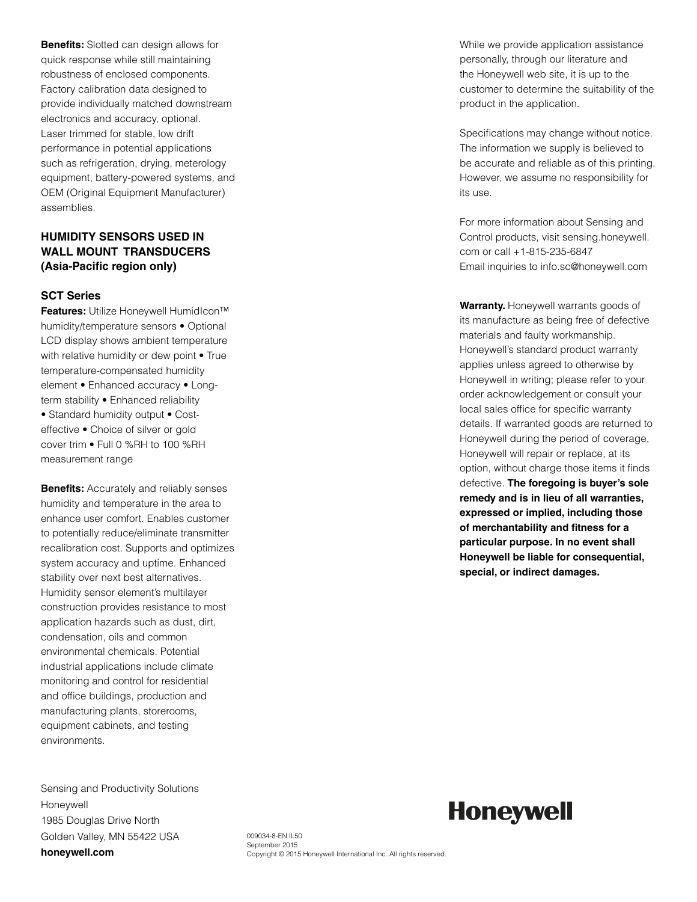**Benefits:** Slotted can design allows for quick response while still maintaining robustness of enclosed components. Factory calibration data designed to provide individually matched downstream electronics and accuracy, optional. Laser trimmed for stable, low drift performance in potential applications such as refrigeration, drying, meterology equipment, battery-powered systems, and OEM (Original Equipment Manufacturer) assemblies.

## HUMIDITY SENSORS USED IN WALL MOUNT TRANSDUCERS (Asia-Pacific region only)

### SCT Series

**Features:** Utilize Honeywell HumidIcon™ humidity/temperature sensors • Optional LCD display shows ambient temperature with relative humidity or dew point • True temperature-compensated humidity element • Enhanced accuracy • Long-term stability • Enhanced reliability • Standard humidity output • Cost-effective • Choice of silver or gold cover trim • Full 0 %RH to 100 %RH measurement range

**Benefits:** Accurately and reliably senses humidity and temperature in the area to enhance user comfort. Enables customer to potentially reduce/eliminate transmitter recalibration cost. Supports and optimizes system accuracy and uptime. Enhanced stability over next best alternatives. Humidity sensor element's multilayer construction provides resistance to most application hazards such as dust, dirt, condensation, oils and common environmental chemicals. Potential industrial applications include climate monitoring and control for residential and office buildings, production and manufacturing plants, storerooms, equipment cabinets, and testing environments.

While we provide application assistance personally, through our literature and the Honeywell web site, it is up to the customer to determine the suitability of the product in the application.

Specifications may change without notice. The information we supply is believed to be accurate and reliable as of this printing. However, we assume no responsibility for its use.

For more information about Sensing and Control products, visit sensing.honeywell.com or call +1-815-235-6847
Email inquiries to info.sc@honeywell.com

**Warranty.** Honeywell warrants goods of its manufacture as being free of defective materials and faulty workmanship. Honeywell's standard product warranty applies unless agreed to otherwise by Honeywell in writing; please refer to your order acknowledgement or consult your local sales office for specific warranty details. If warranted goods are returned to Honeywell during the period of coverage, Honeywell will repair or replace, at its option, without charge those items it finds defective. **The foregoing is buyer's sole remedy and is in lieu of all warranties, expressed or implied, including those of merchantability and fitness for a particular purpose. In no event shall Honeywell be liable for consequential, special, or indirect damages.**

Sensing and Productivity Solutions
Honeywell
1985 Douglas Drive North
Golden Valley, MN 55422 USA
**honeywell.com**

009034-8-EN IL50
September 2015
Copyright © 2015 Honeywell International Inc. All rights reserved.

**Honeywell**